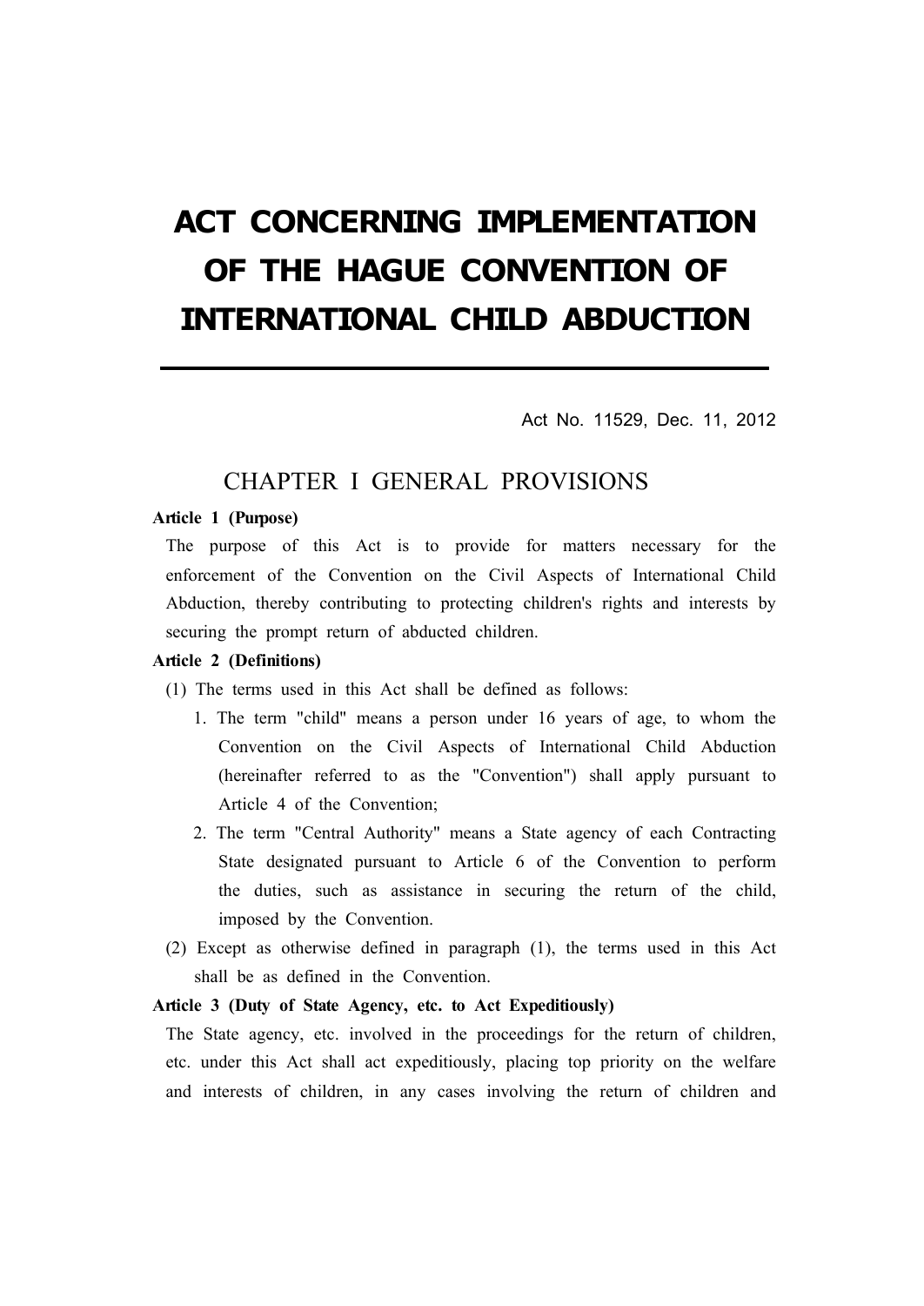# ACT CONCERNING IMPLEMENTATION OF THE HAGUE CONVENTION OF INTERNATIONAL CHILD ABDUCTION

Act No. 11529, Dec. 11, 2012

## CHAPTER I GENERAL PROVISIONS

**Article 1 (Purpose)**

The purpose of this Act is to provide for matters necessary for the enforcement of the Convention on the Civil Aspects of International Child Abduction, thereby contributing to protecting children's rights and interests by securing the prompt return of abducted children.

**Article 2 (Definitions)**

(1) The terms used in this Act shall be defined as follows:

1. The term "child" means a person under 16 years of age, to whom the Convention on the Civil Aspects of International Child Abduction (hereinafter referred to as the "Convention") shall apply pursuant to Article 4 of the Convention;
2. The term "Central Authority" means a State agency of each Contracting State designated pursuant to Article 6 of the Convention to perform the duties, such as assistance in securing the return of the child, imposed by the Convention.

(2) Except as otherwise defined in paragraph (1), the terms used in this Act shall be as defined in the Convention.

**Article 3 (Duty of State Agency, etc. to Act Expeditiously)**

The State agency, etc. involved in the proceedings for the return of children, etc. under this Act shall act expeditiously, placing top priority on the welfare and interests of children, in any cases involving the return of children and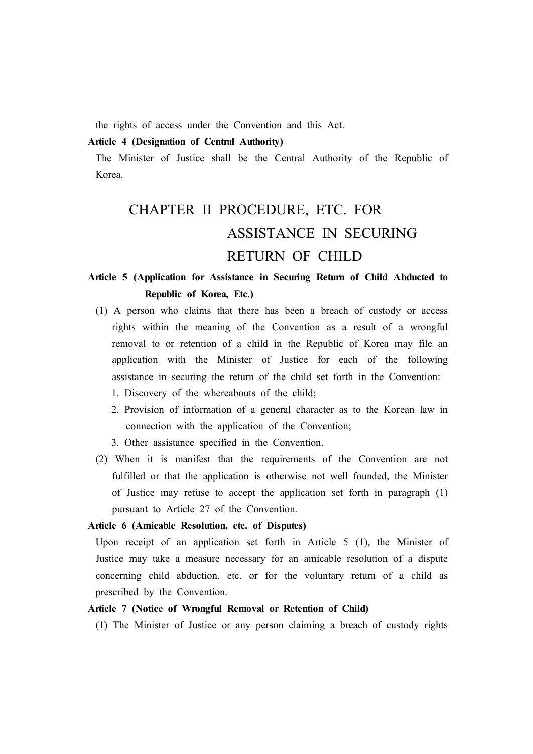the rights of access under the Convention and this Act.

**Article 4 (Designation of Central Authority)**

The Minister of Justice shall be the Central Authority of the Republic of Korea.

## CHAPTER II PROCEDURE, ETC. FOR ASSISTANCE IN SECURING RETURN OF CHILD

**Article 5 (Application for Assistance in Securing Return of Child Abducted to Republic of Korea, Etc.)**

(1) A person who claims that there has been a breach of custody or access rights within the meaning of the Convention as a result of a wrongful removal to or retention of a child in the Republic of Korea may file an application with the Minister of Justice for each of the following assistance in securing the return of the child set forth in the Convention:

1. Discovery of the whereabouts of the child;
2. Provision of information of a general character as to the Korean law in connection with the application of the Convention;
3. Other assistance specified in the Convention.

(2) When it is manifest that the requirements of the Convention are not fulfilled or that the application is otherwise not well founded, the Minister of Justice may refuse to accept the application set forth in paragraph (1) pursuant to Article 27 of the Convention.

**Article 6 (Amicable Resolution, etc. of Disputes)**

Upon receipt of an application set forth in Article 5 (1), the Minister of Justice may take a measure necessary for an amicable resolution of a dispute concerning child abduction, etc. or for the voluntary return of a child as prescribed by the Convention.

**Article 7 (Notice of Wrongful Removal or Retention of Child)**

(1) The Minister of Justice or any person claiming a breach of custody rights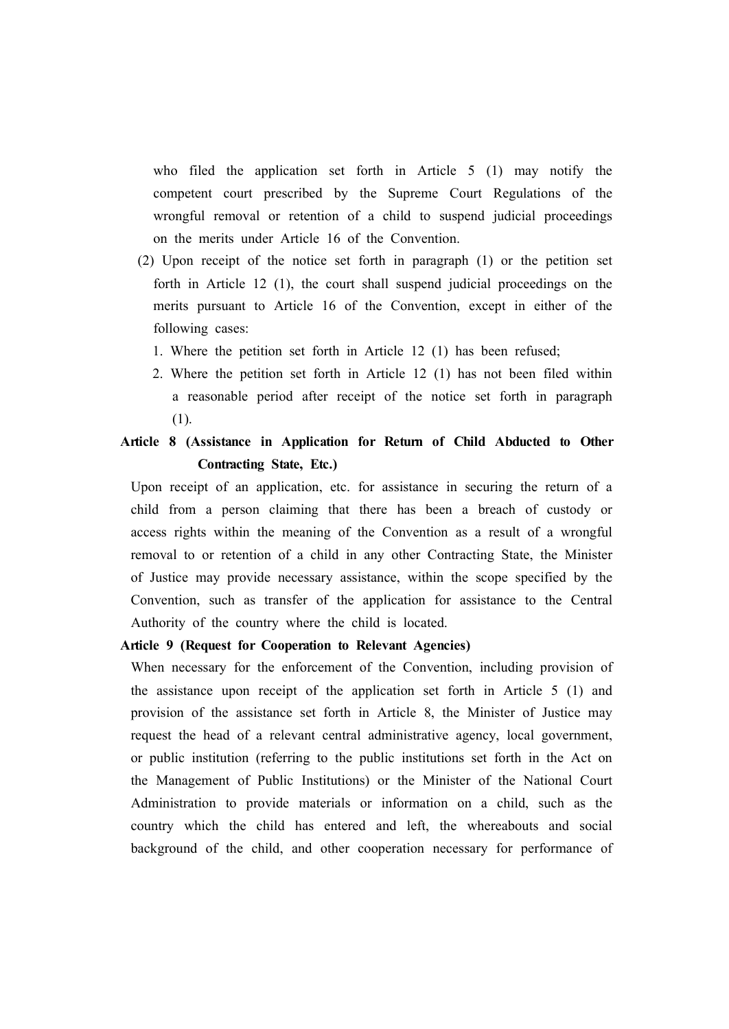who filed the application set forth in Article 5 (1) may notify the competent court prescribed by the Supreme Court Regulations of the wrongful removal or retention of a child to suspend judicial proceedings on the merits under Article 16 of the Convention.

(2) Upon receipt of the notice set forth in paragraph (1) or the petition set forth in Article 12 (1), the court shall suspend judicial proceedings on the merits pursuant to Article 16 of the Convention, except in either of the following cases:

1. Where the petition set forth in Article 12 (1) has been refused;
2. Where the petition set forth in Article 12 (1) has not been filed within a reasonable period after receipt of the notice set forth in paragraph (1).

**Article 8 (Assistance in Application for Return of Child Abducted to Other Contracting State, Etc.)**

Upon receipt of an application, etc. for assistance in securing the return of a child from a person claiming that there has been a breach of custody or access rights within the meaning of the Convention as a result of a wrongful removal to or retention of a child in any other Contracting State, the Minister of Justice may provide necessary assistance, within the scope specified by the Convention, such as transfer of the application for assistance to the Central Authority of the country where the child is located.

**Article 9 (Request for Cooperation to Relevant Agencies)**

When necessary for the enforcement of the Convention, including provision of the assistance upon receipt of the application set forth in Article 5 (1) and provision of the assistance set forth in Article 8, the Minister of Justice may request the head of a relevant central administrative agency, local government, or public institution (referring to the public institutions set forth in the Act on the Management of Public Institutions) or the Minister of the National Court Administration to provide materials or information on a child, such as the country which the child has entered and left, the whereabouts and social background of the child, and other cooperation necessary for performance of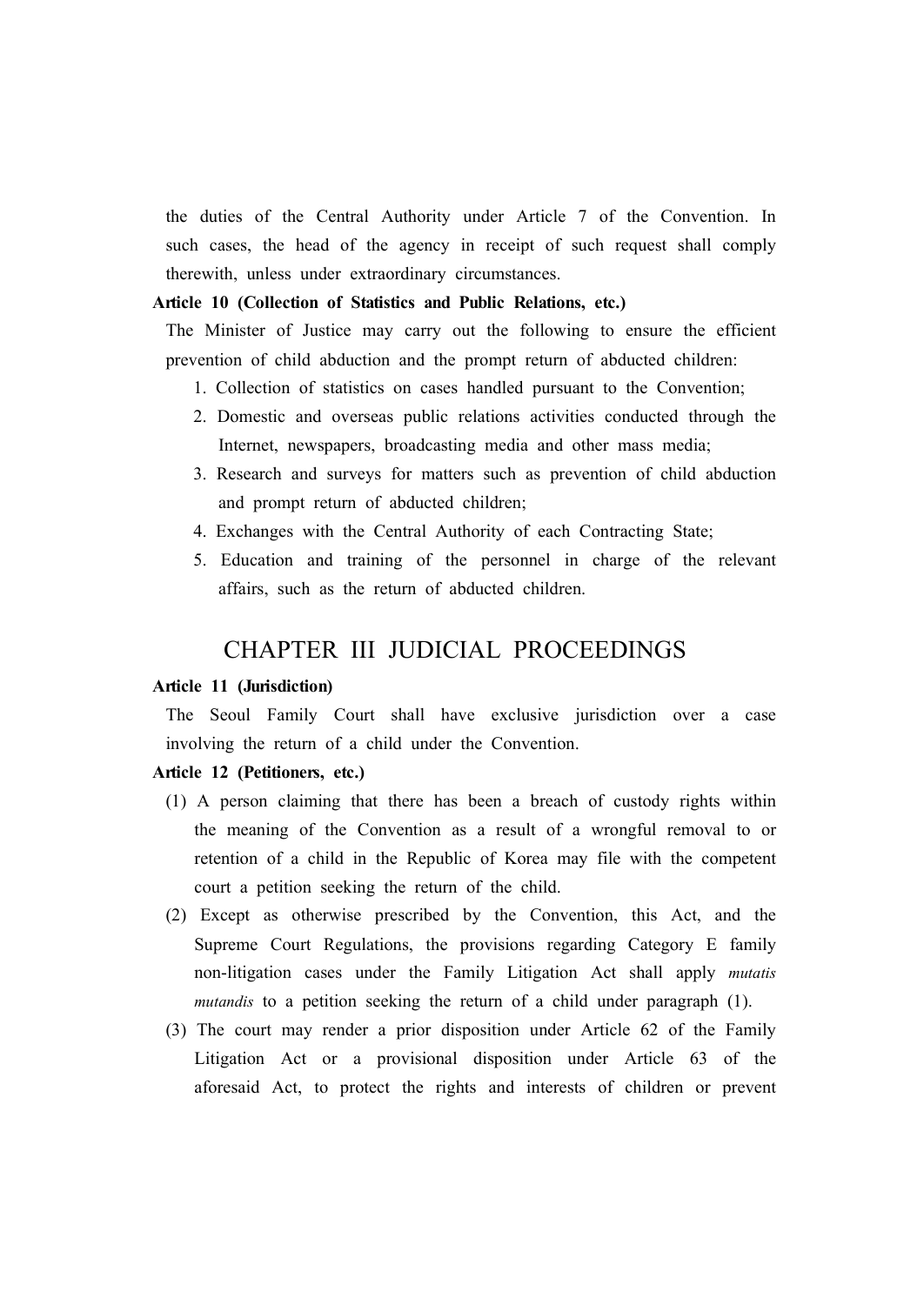the duties of the Central Authority under Article 7 of the Convention. In such cases, the head of the agency in receipt of such request shall comply therewith, unless under extraordinary circumstances.

**Article 10 (Collection of Statistics and Public Relations, etc.)**

The Minister of Justice may carry out the following to ensure the efficient prevention of child abduction and the prompt return of abducted children:

1. Collection of statistics on cases handled pursuant to the Convention;
2. Domestic and overseas public relations activities conducted through the Internet, newspapers, broadcasting media and other mass media;
3. Research and surveys for matters such as prevention of child abduction and prompt return of abducted children;
4. Exchanges with the Central Authority of each Contracting State;
5. Education and training of the personnel in charge of the relevant affairs, such as the return of abducted children.

## CHAPTER III JUDICIAL PROCEEDINGS

**Article 11 (Jurisdiction)**

The Seoul Family Court shall have exclusive jurisdiction over a case involving the return of a child under the Convention.

**Article 12 (Petitioners, etc.)**

(1) A person claiming that there has been a breach of custody rights within the meaning of the Convention as a result of a wrongful removal to or retention of a child in the Republic of Korea may file with the competent court a petition seeking the return of the child.

(2) Except as otherwise prescribed by the Convention, this Act, and the Supreme Court Regulations, the provisions regarding Category E family non-litigation cases under the Family Litigation Act shall apply *mutatis mutandis* to a petition seeking the return of a child under paragraph (1).

(3) The court may render a prior disposition under Article 62 of the Family Litigation Act or a provisional disposition under Article 63 of the aforesaid Act, to protect the rights and interests of children or prevent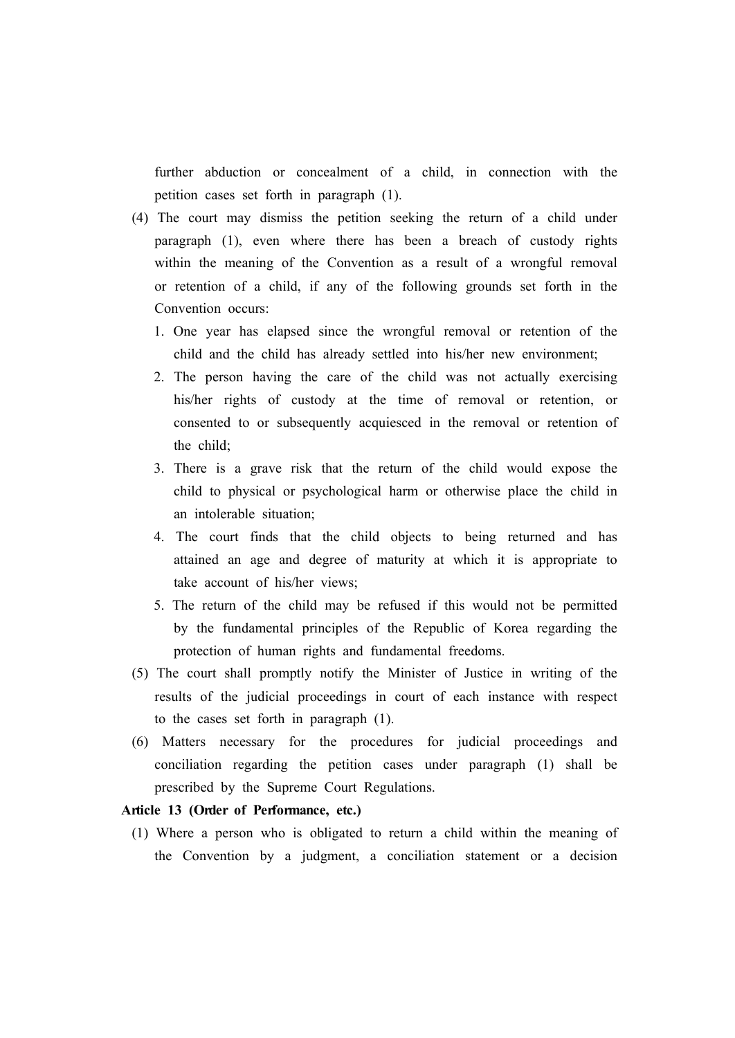further abduction or concealment of a child, in connection with the petition cases set forth in paragraph (1).

(4) The court may dismiss the petition seeking the return of a child under paragraph (1), even where there has been a breach of custody rights within the meaning of the Convention as a result of a wrongful removal or retention of a child, if any of the following grounds set forth in the Convention occurs:

1. One year has elapsed since the wrongful removal or retention of the child and the child has already settled into his/her new environment;
2. The person having the care of the child was not actually exercising his/her rights of custody at the time of removal or retention, or consented to or subsequently acquiesced in the removal or retention of the child;
3. There is a grave risk that the return of the child would expose the child to physical or psychological harm or otherwise place the child in an intolerable situation;
4. The court finds that the child objects to being returned and has attained an age and degree of maturity at which it is appropriate to take account of his/her views;
5. The return of the child may be refused if this would not be permitted by the fundamental principles of the Republic of Korea regarding the protection of human rights and fundamental freedoms.

(5) The court shall promptly notify the Minister of Justice in writing of the results of the judicial proceedings in court of each instance with respect to the cases set forth in paragraph (1).

(6) Matters necessary for the procedures for judicial proceedings and conciliation regarding the petition cases under paragraph (1) shall be prescribed by the Supreme Court Regulations.

**Article 13 (Order of Performance, etc.)**

(1) Where a person who is obligated to return a child within the meaning of the Convention by a judgment, a conciliation statement or a decision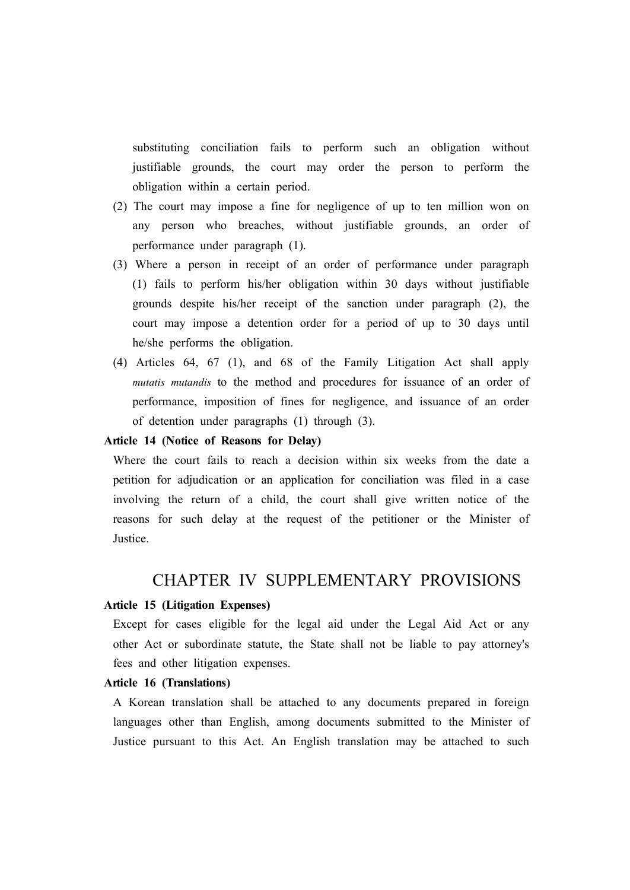substituting conciliation fails to perform such an obligation without justifiable grounds, the court may order the person to perform the obligation within a certain period.

(2) The court may impose a fine for negligence of up to ten million won on any person who breaches, without justifiable grounds, an order of performance under paragraph (1).

(3) Where a person in receipt of an order of performance under paragraph (1) fails to perform his/her obligation within 30 days without justifiable grounds despite his/her receipt of the sanction under paragraph (2), the court may impose a detention order for a period of up to 30 days until he/she performs the obligation.

(4) Articles 64, 67 (1), and 68 of the Family Litigation Act shall apply *mutatis mutandis* to the method and procedures for issuance of an order of performance, imposition of fines for negligence, and issuance of an order of detention under paragraphs (1) through (3).

**Article 14 (Notice of Reasons for Delay)**

Where the court fails to reach a decision within six weeks from the date a petition for adjudication or an application for conciliation was filed in a case involving the return of a child, the court shall give written notice of the reasons for such delay at the request of the petitioner or the Minister of Justice.

## CHAPTER IV SUPPLEMENTARY PROVISIONS

**Article 15 (Litigation Expenses)**

Except for cases eligible for the legal aid under the Legal Aid Act or any other Act or subordinate statute, the State shall not be liable to pay attorney's fees and other litigation expenses.

**Article 16 (Translations)**

A Korean translation shall be attached to any documents prepared in foreign languages other than English, among documents submitted to the Minister of Justice pursuant to this Act. An English translation may be attached to such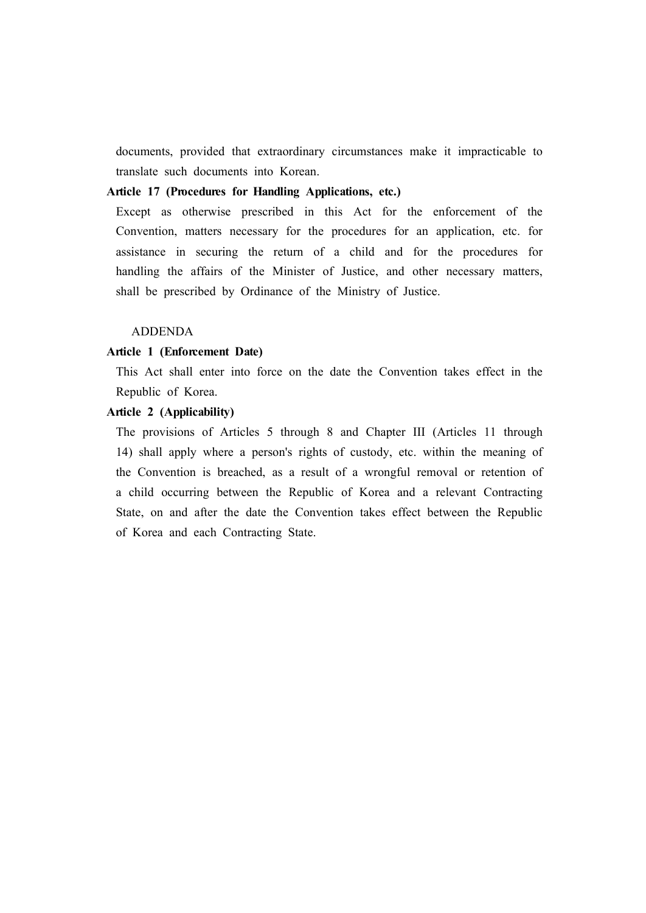documents, provided that extraordinary circumstances make it impracticable to translate such documents into Korean.

**Article 17 (Procedures for Handling Applications, etc.)**

Except as otherwise prescribed in this Act for the enforcement of the Convention, matters necessary for the procedures for an application, etc. for assistance in securing the return of a child and for the procedures for handling the affairs of the Minister of Justice, and other necessary matters, shall be prescribed by Ordinance of the Ministry of Justice.

ADDENDA

**Article 1 (Enforcement Date)**

This Act shall enter into force on the date the Convention takes effect in the Republic of Korea.

**Article 2 (Applicability)**

The provisions of Articles 5 through 8 and Chapter III (Articles 11 through 14) shall apply where a person's rights of custody, etc. within the meaning of the Convention is breached, as a result of a wrongful removal or retention of a child occurring between the Republic of Korea and a relevant Contracting State, on and after the date the Convention takes effect between the Republic of Korea and each Contracting State.